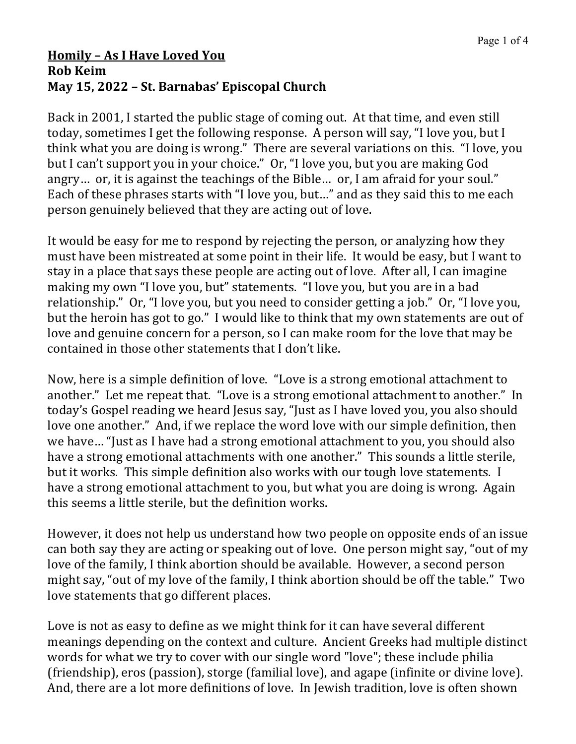# **Homily – As I Have Loved You**
**Rob Keim**
**May 15, 2022 – St. Barnabas' Episcopal Church**

Back in 2001, I started the public stage of coming out. At that time, and even still today, sometimes I get the following response. A person will say, "I love you, but I think what you are doing is wrong." There are several variations on this. "I love, you but I can't support you in your choice." Or, "I love you, but you are making God angry… or, it is against the teachings of the Bible… or, I am afraid for your soul." Each of these phrases starts with "I love you, but…" and as they said this to me each person genuinely believed that they are acting out of love.

It would be easy for me to respond by rejecting the person, or analyzing how they must have been mistreated at some point in their life. It would be easy, but I want to stay in a place that says these people are acting out of love. After all, I can imagine making my own "I love you, but" statements. "I love you, but you are in a bad relationship." Or, "I love you, but you need to consider getting a job." Or, "I love you, but the heroin has got to go." I would like to think that my own statements are out of love and genuine concern for a person, so I can make room for the love that may be contained in those other statements that I don't like.

Now, here is a simple definition of love. "Love is a strong emotional attachment to another." Let me repeat that. "Love is a strong emotional attachment to another." In today's Gospel reading we heard Jesus say, "Just as I have loved you, you also should love one another." And, if we replace the word love with our simple definition, then we have… "Just as I have had a strong emotional attachment to you, you should also have a strong emotional attachments with one another." This sounds a little sterile, but it works. This simple definition also works with our tough love statements. I have a strong emotional attachment to you, but what you are doing is wrong. Again this seems a little sterile, but the definition works.

However, it does not help us understand how two people on opposite ends of an issue can both say they are acting or speaking out of love. One person might say, "out of my love of the family, I think abortion should be available. However, a second person might say, "out of my love of the family, I think abortion should be off the table." Two love statements that go different places.

Love is not as easy to define as we might think for it can have several different meanings depending on the context and culture. Ancient Greeks had multiple distinct words for what we try to cover with our single word "love"; these include philia (friendship), eros (passion), storge (familial love), and agape (infinite or divine love). And, there are a lot more definitions of love. In Jewish tradition, love is often shown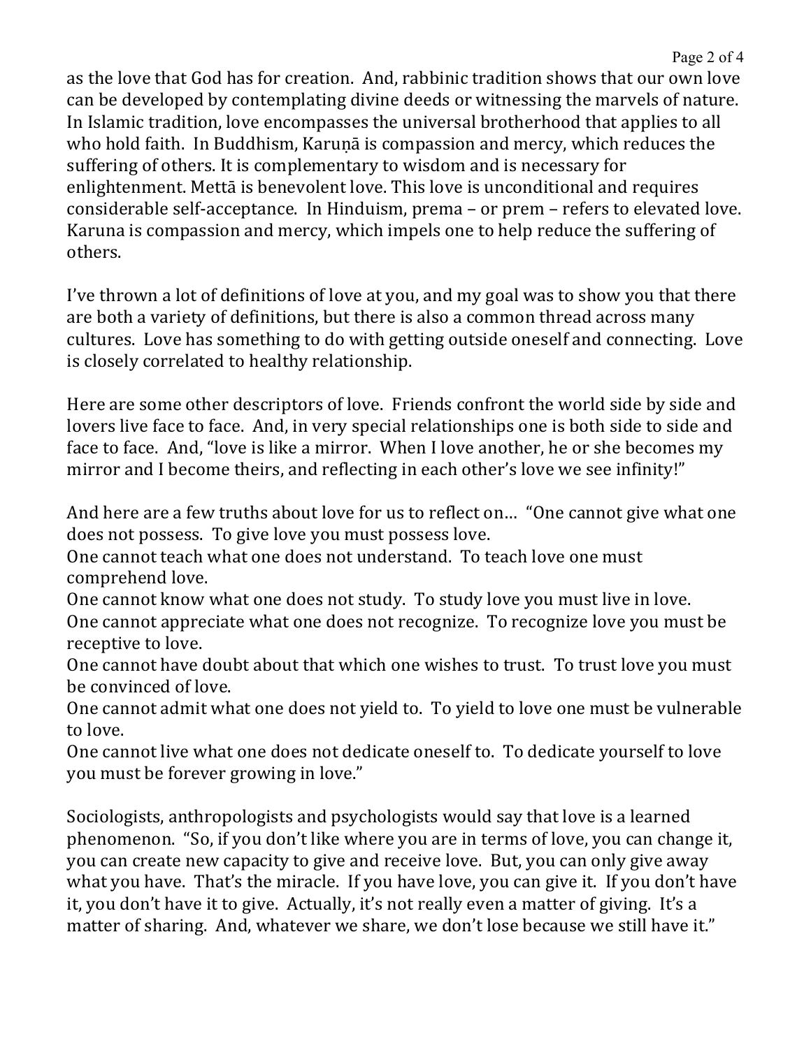as the love that God has for creation. And, rabbinic tradition shows that our own love can be developed by contemplating divine deeds or witnessing the marvels of nature. In Islamic tradition, love encompasses the universal brotherhood that applies to all who hold faith. In Buddhism, Karuṇā is compassion and mercy, which reduces the suffering of others. It is complementary to wisdom and is necessary for enlightenment. Mettā is benevolent love. This love is unconditional and requires considerable self-acceptance. In Hinduism, prema – or prem – refers to elevated love. Karuna is compassion and mercy, which impels one to help reduce the suffering of others.

I've thrown a lot of definitions of love at you, and my goal was to show you that there are both a variety of definitions, but there is also a common thread across many cultures. Love has something to do with getting outside oneself and connecting. Love is closely correlated to healthy relationship.

Here are some other descriptors of love. Friends confront the world side by side and lovers live face to face. And, in very special relationships one is both side to side and face to face. And, "love is like a mirror. When I love another, he or she becomes my mirror and I become theirs, and reflecting in each other's love we see infinity!"

And here are a few truths about love for us to reflect on… "One cannot give what one does not possess. To give love you must possess love.
One cannot teach what one does not understand. To teach love one must comprehend love.
One cannot know what one does not study. To study love you must live in love.
One cannot appreciate what one does not recognize. To recognize love you must be receptive to love.
One cannot have doubt about that which one wishes to trust. To trust love you must be convinced of love.
One cannot admit what one does not yield to. To yield to love one must be vulnerable to love.
One cannot live what one does not dedicate oneself to. To dedicate yourself to love you must be forever growing in love."

Sociologists, anthropologists and psychologists would say that love is a learned phenomenon. "So, if you don't like where you are in terms of love, you can change it, you can create new capacity to give and receive love. But, you can only give away what you have. That's the miracle. If you have love, you can give it. If you don't have it, you don't have it to give. Actually, it's not really even a matter of giving. It's a matter of sharing. And, whatever we share, we don't lose because we still have it."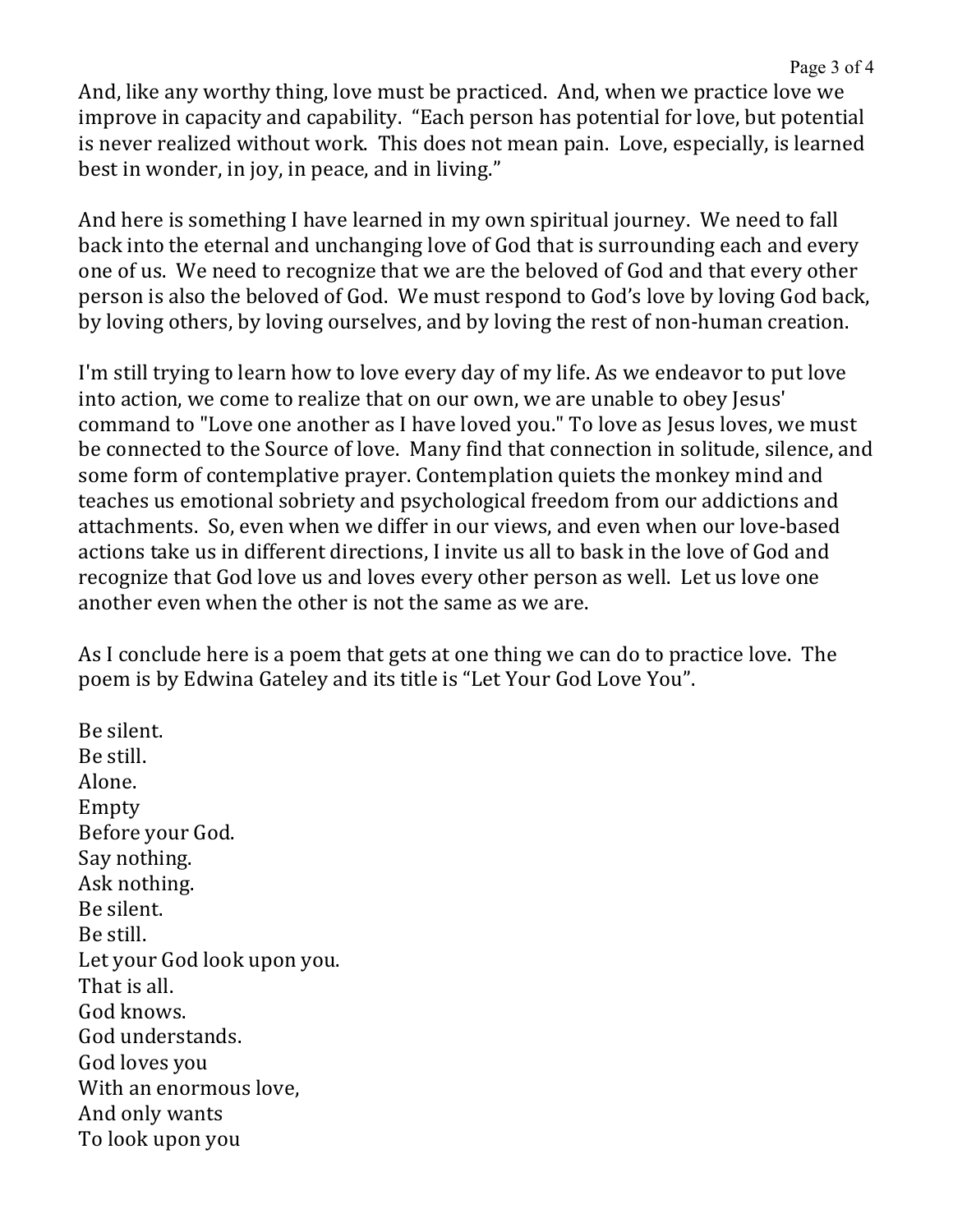And, like any worthy thing, love must be practiced. And, when we practice love we improve in capacity and capability. "Each person has potential for love, but potential is never realized without work. This does not mean pain. Love, especially, is learned best in wonder, in joy, in peace, and in living."

And here is something I have learned in my own spiritual journey. We need to fall back into the eternal and unchanging love of God that is surrounding each and every one of us. We need to recognize that we are the beloved of God and that every other person is also the beloved of God. We must respond to God's love by loving God back, by loving others, by loving ourselves, and by loving the rest of non-human creation.

I'm still trying to learn how to love every day of my life. As we endeavor to put love into action, we come to realize that on our own, we are unable to obey Jesus' command to "Love one another as I have loved you." To love as Jesus loves, we must be connected to the Source of love. Many find that connection in solitude, silence, and some form of contemplative prayer. Contemplation quiets the monkey mind and teaches us emotional sobriety and psychological freedom from our addictions and attachments. So, even when we differ in our views, and even when our love-based actions take us in different directions, I invite us all to bask in the love of God and recognize that God love us and loves every other person as well. Let us love one another even when the other is not the same as we are.

As I conclude here is a poem that gets at one thing we can do to practice love. The poem is by Edwina Gateley and its title is "Let Your God Love You".

Be silent.  
Be still.  
Alone.  
Empty  
Before your God.  
Say nothing.  
Ask nothing.  
Be silent.  
Be still.  
Let your God look upon you.  
That is all.  
God knows.  
God understands.  
God loves you  
With an enormous love,  
And only wants  
To look upon you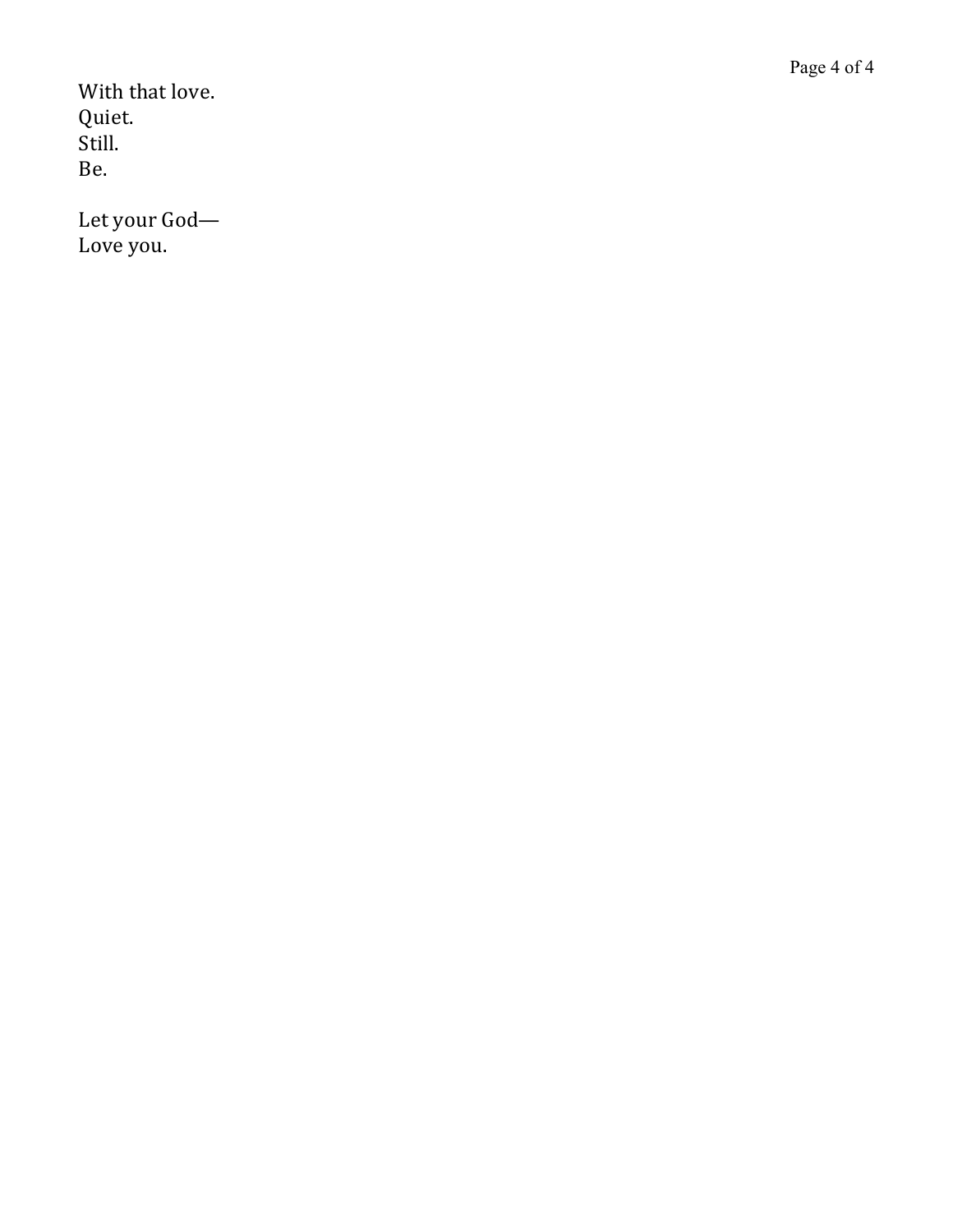With that love.  
Quiet.  
Still.  
Be.

Let your God—  
Love you.